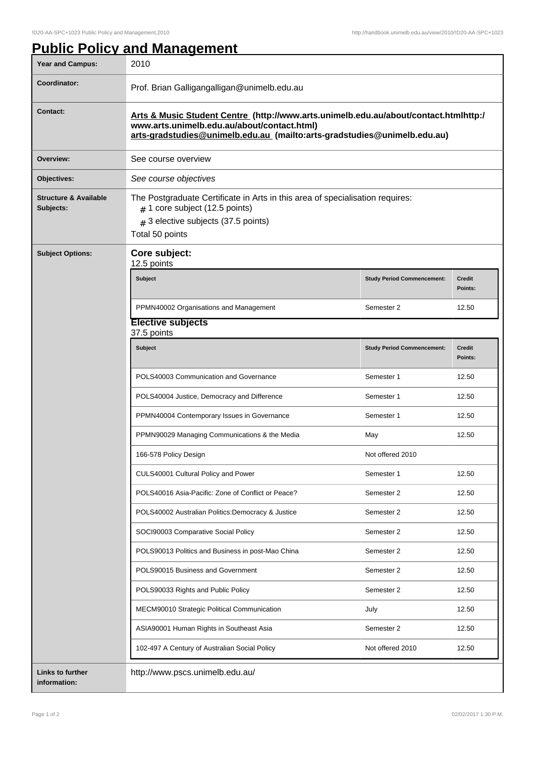# Public Policy and Management

| | |
|---|---|
| **Year and Campus:** | 2010 |
| **Coordinator:** | Prof. Brian Galligangalligan@unimelb.edu.au |
| **Contact:** | **Arts & Music Student Centre (http://www.arts.unimelb.edu.au/about/contact.htmlhttp:/ www.arts.unimelb.edu.au/about/contact.html) arts-gradstudies@unimelb.edu.au (mailto:arts-gradstudies@unimelb.edu.au)** |
| **Overview:** | See course overview |
| **Objectives:** | *See course objectives* |
| **Structure & Available Subjects:** | The Postgraduate Certificate in Arts in this area of specialisation requires: # 1 core subject (12.5 points) # 3 elective subjects (37.5 points) Total 50 points |

**Subject Options:**

## Core subject:

12.5 points

| Subject | Study Period Commencement: | Credit Points: |
|---|---|---|
| PPMN40002 Organisations and Management | Semester 2 | 12.50 |

## Elective subjects

37.5 points

| Subject | Study Period Commencement: | Credit Points: |
|---|---|---|
| POLS40003 Communication and Governance | Semester 1 | 12.50 |
| POLS40004 Justice, Democracy and Difference | Semester 1 | 12.50 |
| PPMN40004 Contemporary Issues in Governance | Semester 1 | 12.50 |
| PPMN90029 Managing Communications & the Media | May | 12.50 |
| 166-578 Policy Design | Not offered 2010 | |
| CULS40001 Cultural Policy and Power | Semester 1 | 12.50 |
| POLS40016 Asia-Pacific: Zone of Conflict or Peace? | Semester 2 | 12.50 |
| POLS40002 Australian Politics:Democracy & Justice | Semester 2 | 12.50 |
| SOCI90003 Comparative Social Policy | Semester 2 | 12.50 |
| POLS90013 Politics and Business in post-Mao China | Semester 2 | 12.50 |
| POLS90015 Business and Government | Semester 2 | 12.50 |
| POLS90033 Rights and Public Policy | Semester 2 | 12.50 |
| MECM90010 Strategic Political Communication | July | 12.50 |
| ASIA90001 Human Rights in Southeast Asia | Semester 2 | 12.50 |
| 102-497 A Century of Australian Social Policy | Not offered 2010 | 12.50 |

| | |
|---|---|
| **Links to further information:** | http://www.pscs.unimelb.edu.au/ |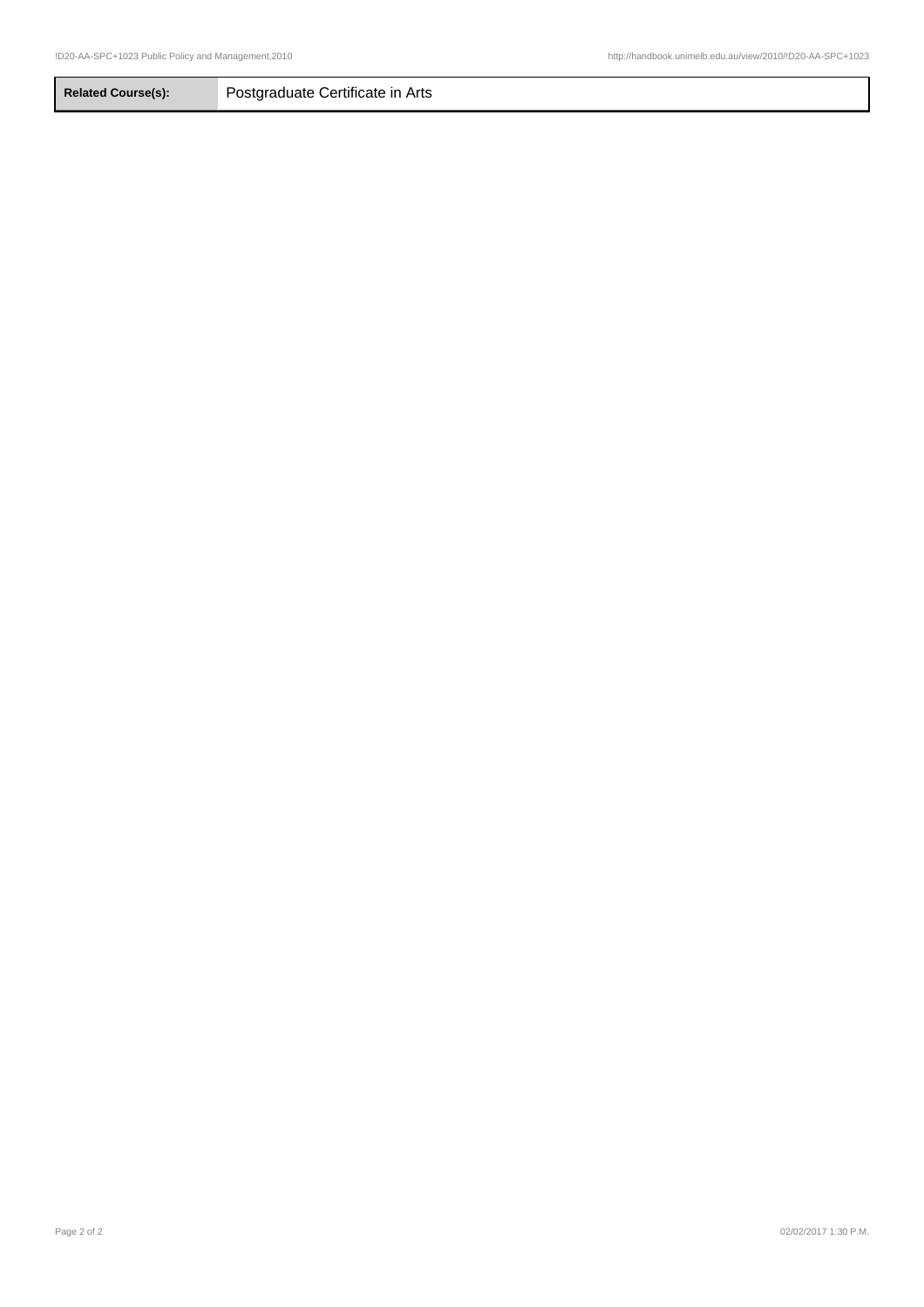| | |
|---|---|
| **Related Course(s):** | Postgraduate Certificate in Arts |